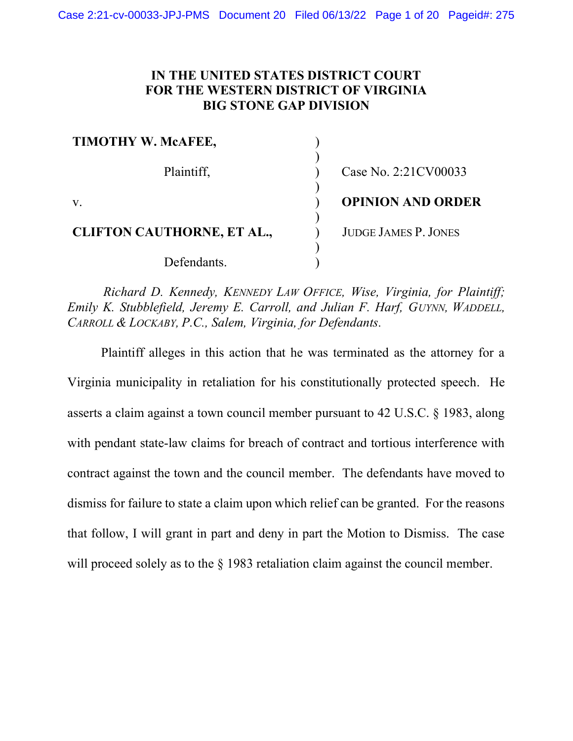**IN THE UNITED STATES DISTRICT COURT**
**FOR THE WESTERN DISTRICT OF VIRGINIA**
**BIG STONE GAP DIVISION**

| | | |
|---|---|---|
| **TIMOTHY W. McAFEE,** | ) | |
| | ) | |
| Plaintiff, | ) | Case No. 2:21CV00033 |
| | ) | |
| v. | ) | **OPINION AND ORDER** |
| | ) | |
| **CLIFTON CAUTHORNE, ET AL.,** | ) | JUDGE JAMES P. JONES |
| | ) | |
| Defendants. | ) | |

*Richard D. Kennedy, KENNEDY LAW OFFICE, Wise, Virginia, for Plaintiff; Emily K. Stubblefield, Jeremy E. Carroll, and Julian F. Harf, GUYNN, WADDELL, CARROLL & LOCKABY, P.C., Salem, Virginia, for Defendants.*

Plaintiff alleges in this action that he was terminated as the attorney for a Virginia municipality in retaliation for his constitutionally protected speech. He asserts a claim against a town council member pursuant to 42 U.S.C. § 1983, along with pendant state-law claims for breach of contract and tortious interference with contract against the town and the council member. The defendants have moved to dismiss for failure to state a claim upon which relief can be granted. For the reasons that follow, I will grant in part and deny in part the Motion to Dismiss. The case will proceed solely as to the § 1983 retaliation claim against the council member.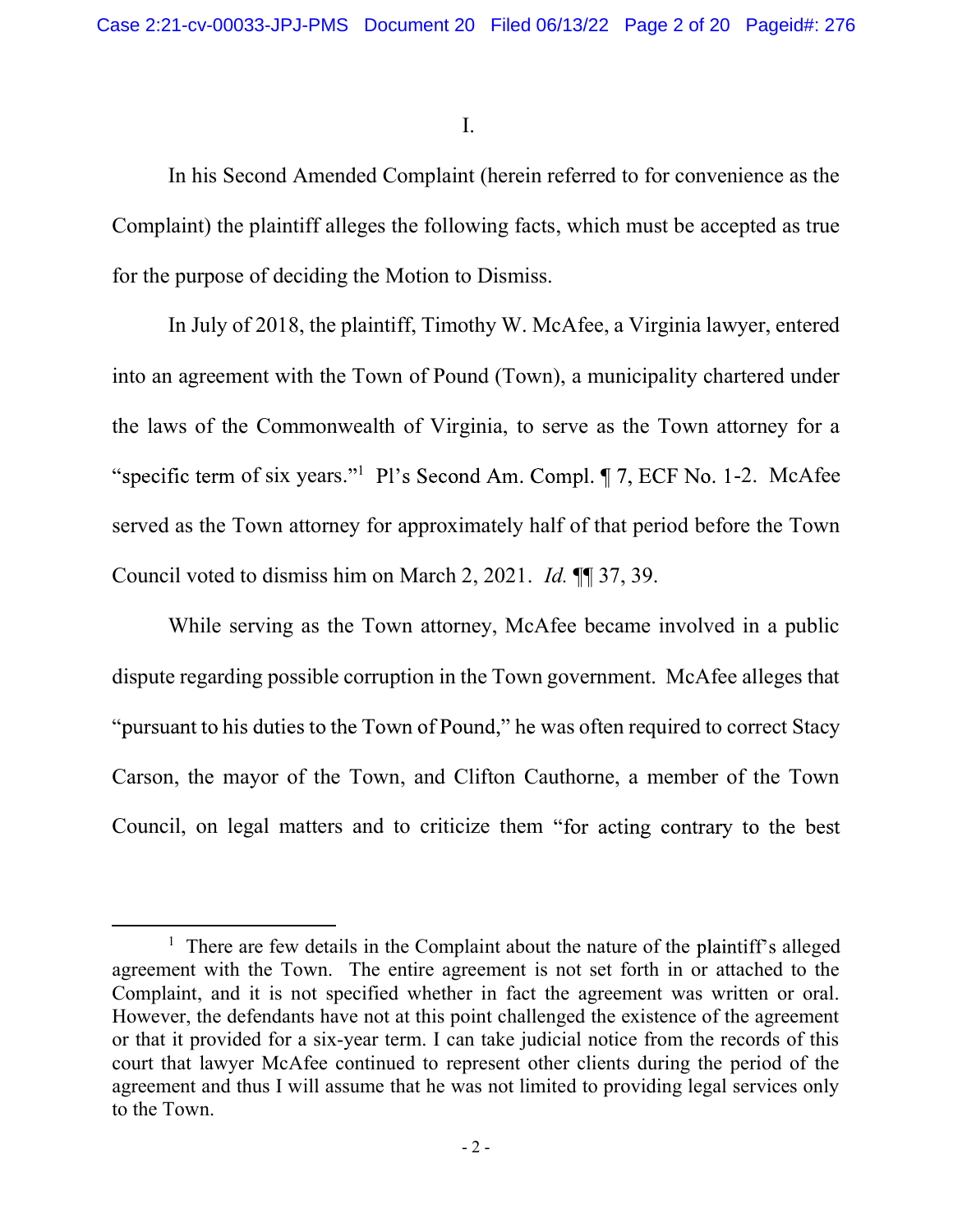I.

In his Second Amended Complaint (herein referred to for convenience as the Complaint) the plaintiff alleges the following facts, which must be accepted as true for the purpose of deciding the Motion to Dismiss.

In July of 2018, the plaintiff, Timothy W. McAfee, a Virginia lawyer, entered into an agreement with the Town of Pound (Town), a municipality chartered under the laws of the Commonwealth of Virginia, to serve as the Town attorney for a "specific term of six years."[1] Pl's Second Am. Compl. ¶ 7, ECF No. 1-2. McAfee served as the Town attorney for approximately half of that period before the Town Council voted to dismiss him on March 2, 2021. *Id.* ¶¶ 37, 39.

While serving as the Town attorney, McAfee became involved in a public dispute regarding possible corruption in the Town government. McAfee alleges that "pursuant to his duties to the Town of Pound," he was often required to correct Stacy Carson, the mayor of the Town, and Clifton Cauthorne, a member of the Town Council, on legal matters and to criticize them "for acting contrary to the best

---

[1] There are few details in the Complaint about the nature of the plaintiff's alleged agreement with the Town. The entire agreement is not set forth in or attached to the Complaint, and it is not specified whether in fact the agreement was written or oral. However, the defendants have not at this point challenged the existence of the agreement or that it provided for a six-year term. I can take judicial notice from the records of this court that lawyer McAfee continued to represent other clients during the period of the agreement and thus I will assume that he was not limited to providing legal services only to the Town.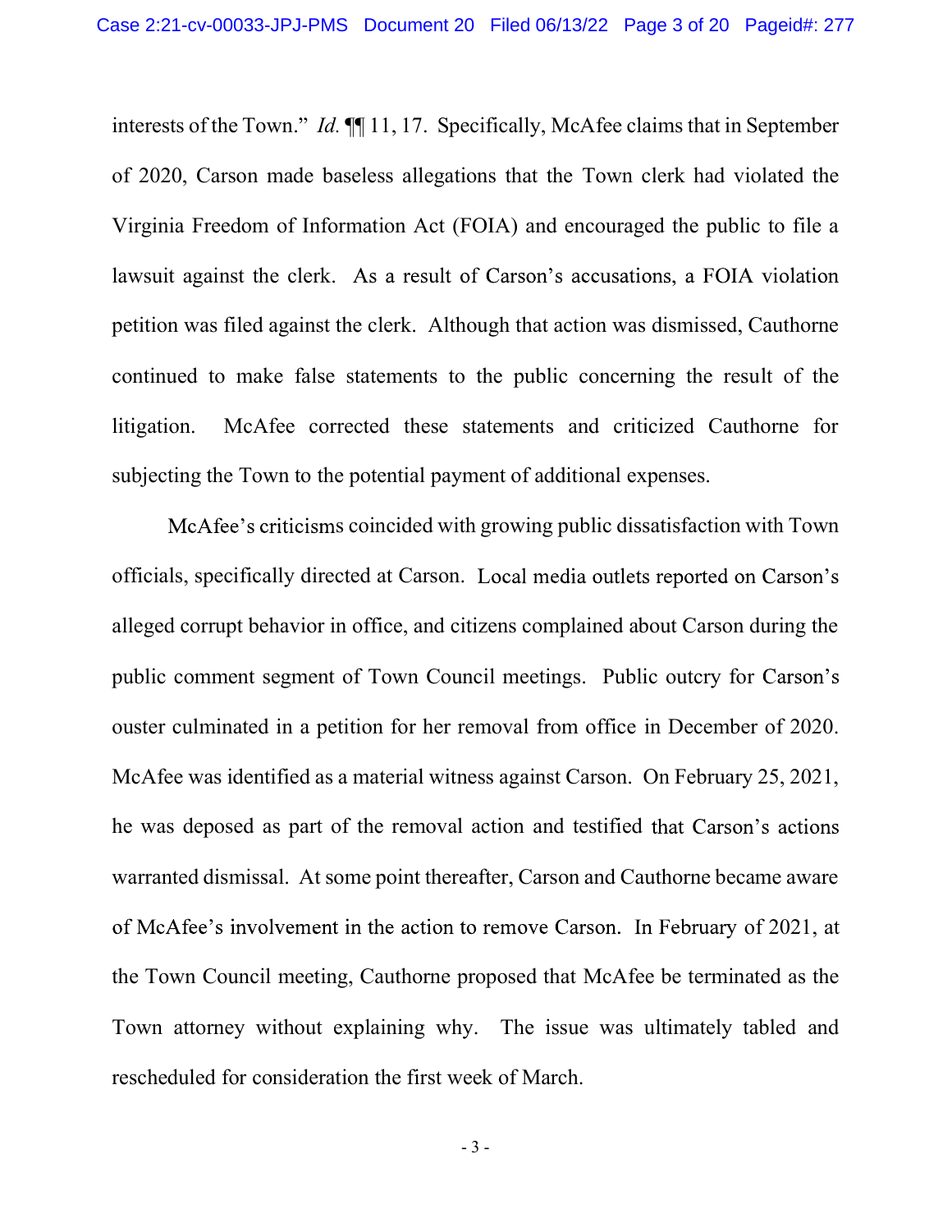interests of the Town." *Id.* ¶¶ 11, 17. Specifically, McAfee claims that in September of 2020, Carson made baseless allegations that the Town clerk had violated the Virginia Freedom of Information Act (FOIA) and encouraged the public to file a lawsuit against the clerk. As a result of Carson's accusations, a FOIA violation petition was filed against the clerk. Although that action was dismissed, Cauthorne continued to make false statements to the public concerning the result of the litigation. McAfee corrected these statements and criticized Cauthorne for subjecting the Town to the potential payment of additional expenses.

McAfee's criticisms coincided with growing public dissatisfaction with Town officials, specifically directed at Carson. Local media outlets reported on Carson's alleged corrupt behavior in office, and citizens complained about Carson during the public comment segment of Town Council meetings. Public outcry for Carson's ouster culminated in a petition for her removal from office in December of 2020. McAfee was identified as a material witness against Carson. On February 25, 2021, he was deposed as part of the removal action and testified that Carson's actions warranted dismissal. At some point thereafter, Carson and Cauthorne became aware of McAfee's involvement in the action to remove Carson. In February of 2021, at the Town Council meeting, Cauthorne proposed that McAfee be terminated as the Town attorney without explaining why. The issue was ultimately tabled and rescheduled for consideration the first week of March.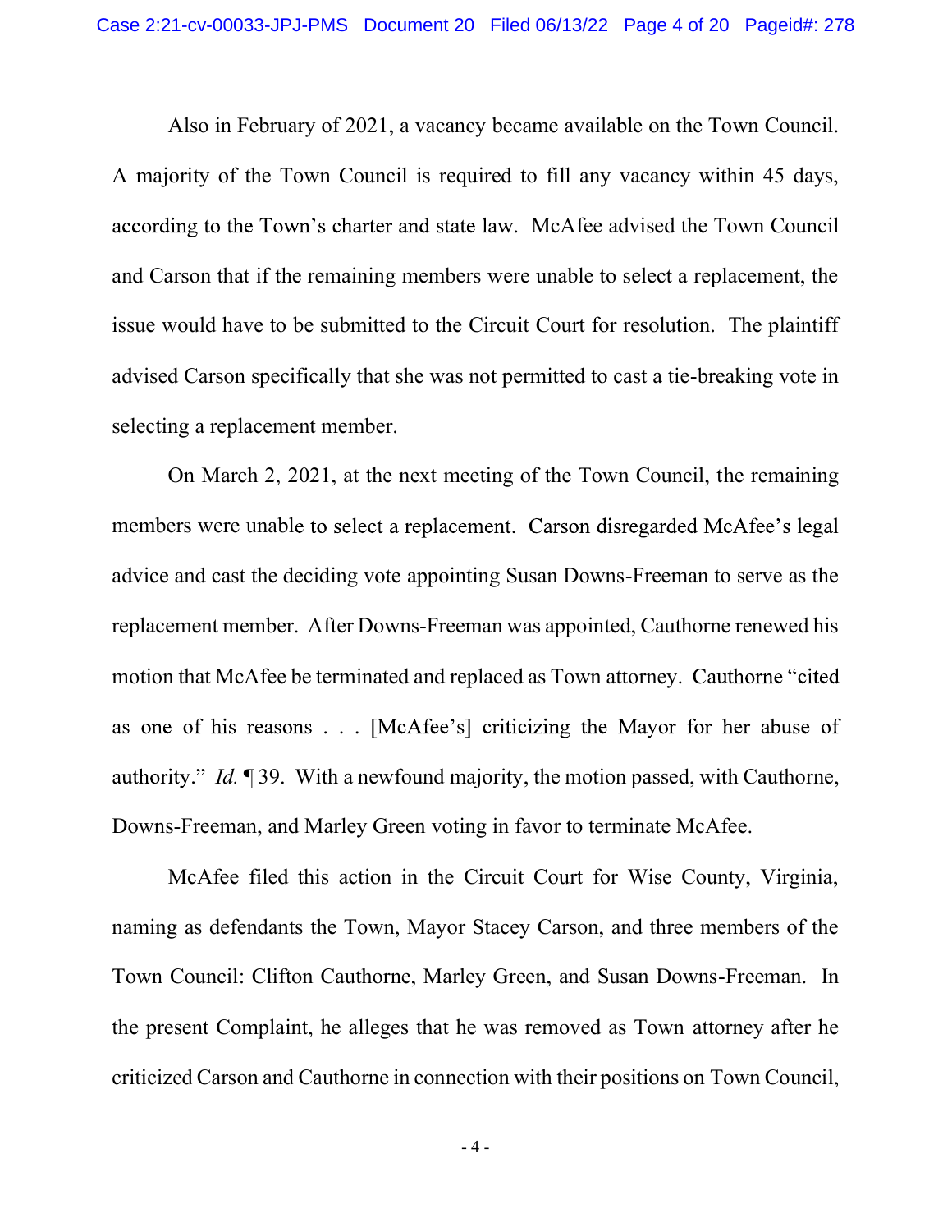Also in February of 2021, a vacancy became available on the Town Council. A majority of the Town Council is required to fill any vacancy within 45 days, according to the Town's charter and state law. McAfee advised the Town Council and Carson that if the remaining members were unable to select a replacement, the issue would have to be submitted to the Circuit Court for resolution. The plaintiff advised Carson specifically that she was not permitted to cast a tie-breaking vote in selecting a replacement member.

On March 2, 2021, at the next meeting of the Town Council, the remaining members were unable to select a replacement. Carson disregarded McAfee's legal advice and cast the deciding vote appointing Susan Downs-Freeman to serve as the replacement member. After Downs-Freeman was appointed, Cauthorne renewed his motion that McAfee be terminated and replaced as Town attorney. Cauthorne "cited as one of his reasons . . . [McAfee's] criticizing the Mayor for her abuse of authority." *Id.* ¶ 39. With a newfound majority, the motion passed, with Cauthorne, Downs-Freeman, and Marley Green voting in favor to terminate McAfee.

McAfee filed this action in the Circuit Court for Wise County, Virginia, naming as defendants the Town, Mayor Stacey Carson, and three members of the Town Council: Clifton Cauthorne, Marley Green, and Susan Downs-Freeman. In the present Complaint, he alleges that he was removed as Town attorney after he criticized Carson and Cauthorne in connection with their positions on Town Council,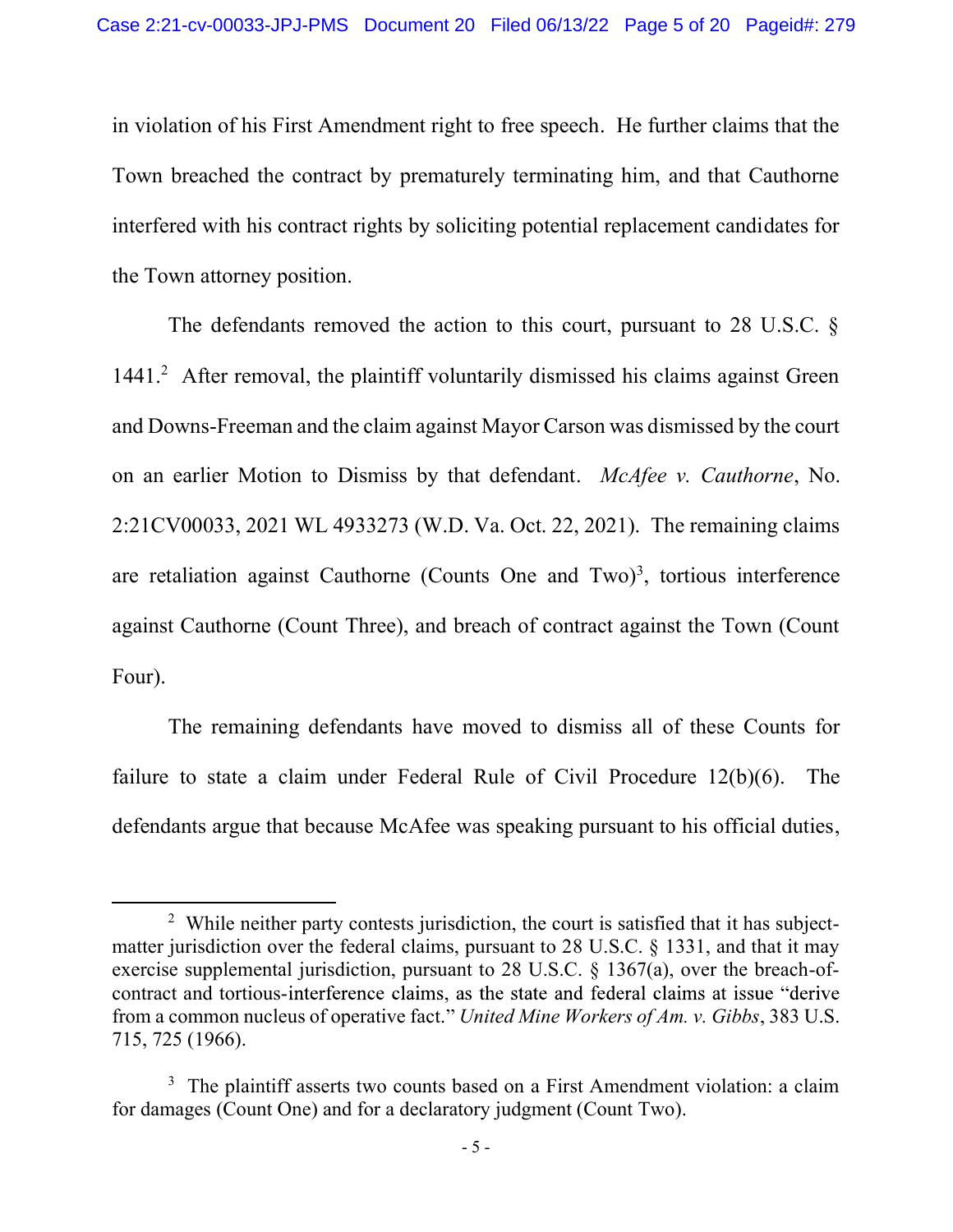in violation of his First Amendment right to free speech. He further claims that the Town breached the contract by prematurely terminating him, and that Cauthorne interfered with his contract rights by soliciting potential replacement candidates for the Town attorney position.

The defendants removed the action to this court, pursuant to 28 U.S.C. § 1441.[2] After removal, the plaintiff voluntarily dismissed his claims against Green and Downs-Freeman and the claim against Mayor Carson was dismissed by the court on an earlier Motion to Dismiss by that defendant. *McAfee v. Cauthorne*, No. 2:21CV00033, 2021 WL 4933273 (W.D. Va. Oct. 22, 2021). The remaining claims are retaliation against Cauthorne (Counts One and Two)[3], tortious interference against Cauthorne (Count Three), and breach of contract against the Town (Count Four).

The remaining defendants have moved to dismiss all of these Counts for failure to state a claim under Federal Rule of Civil Procedure 12(b)(6). The defendants argue that because McAfee was speaking pursuant to his official duties,

---

[2] While neither party contests jurisdiction, the court is satisfied that it has subject-matter jurisdiction over the federal claims, pursuant to 28 U.S.C. § 1331, and that it may exercise supplemental jurisdiction, pursuant to 28 U.S.C. § 1367(a), over the breach-of-contract and tortious-interference claims, as the state and federal claims at issue "derive from a common nucleus of operative fact." *United Mine Workers of Am. v. Gibbs*, 383 U.S. 715, 725 (1966).

[3] The plaintiff asserts two counts based on a First Amendment violation: a claim for damages (Count One) and for a declaratory judgment (Count Two).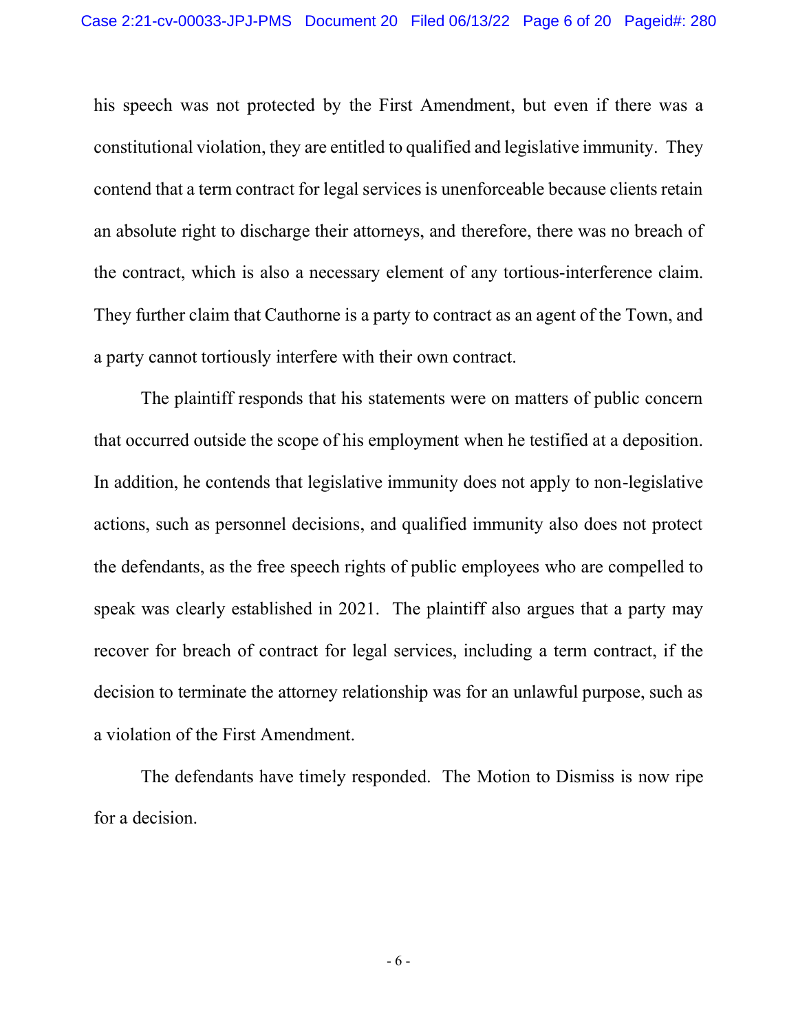his speech was not protected by the First Amendment, but even if there was a constitutional violation, they are entitled to qualified and legislative immunity. They contend that a term contract for legal services is unenforceable because clients retain an absolute right to discharge their attorneys, and therefore, there was no breach of the contract, which is also a necessary element of any tortious-interference claim. They further claim that Cauthorne is a party to contract as an agent of the Town, and a party cannot tortiously interfere with their own contract.

The plaintiff responds that his statements were on matters of public concern that occurred outside the scope of his employment when he testified at a deposition. In addition, he contends that legislative immunity does not apply to non-legislative actions, such as personnel decisions, and qualified immunity also does not protect the defendants, as the free speech rights of public employees who are compelled to speak was clearly established in 2021. The plaintiff also argues that a party may recover for breach of contract for legal services, including a term contract, if the decision to terminate the attorney relationship was for an unlawful purpose, such as a violation of the First Amendment.

The defendants have timely responded. The Motion to Dismiss is now ripe for a decision.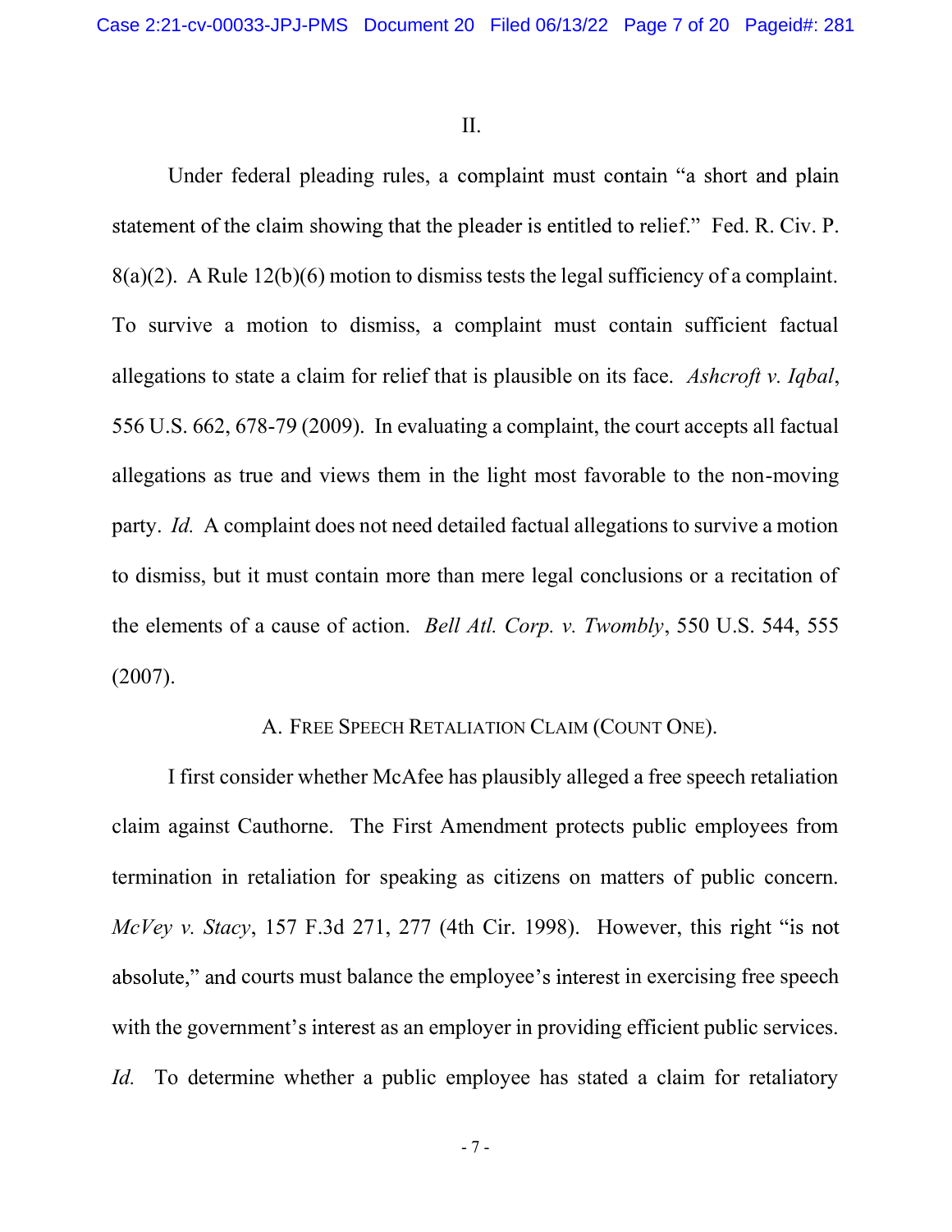II.

Under federal pleading rules, a complaint must contain "a short and plain statement of the claim showing that the pleader is entitled to relief." Fed. R. Civ. P. 8(a)(2). A Rule 12(b)(6) motion to dismiss tests the legal sufficiency of a complaint. To survive a motion to dismiss, a complaint must contain sufficient factual allegations to state a claim for relief that is plausible on its face. *Ashcroft v. Iqbal*, 556 U.S. 662, 678-79 (2009). In evaluating a complaint, the court accepts all factual allegations as true and views them in the light most favorable to the non-moving party. *Id.* A complaint does not need detailed factual allegations to survive a motion to dismiss, but it must contain more than mere legal conclusions or a recitation of the elements of a cause of action. *Bell Atl. Corp. v. Twombly*, 550 U.S. 544, 555 (2007).

### A. FREE SPEECH RETALIATION CLAIM (COUNT ONE).

I first consider whether McAfee has plausibly alleged a free speech retaliation claim against Cauthorne. The First Amendment protects public employees from termination in retaliation for speaking as citizens on matters of public concern. *McVey v. Stacy*, 157 F.3d 271, 277 (4th Cir. 1998). However, this right "is not absolute," and courts must balance the employee's interest in exercising free speech with the government's interest as an employer in providing efficient public services. *Id.* To determine whether a public employee has stated a claim for retaliatory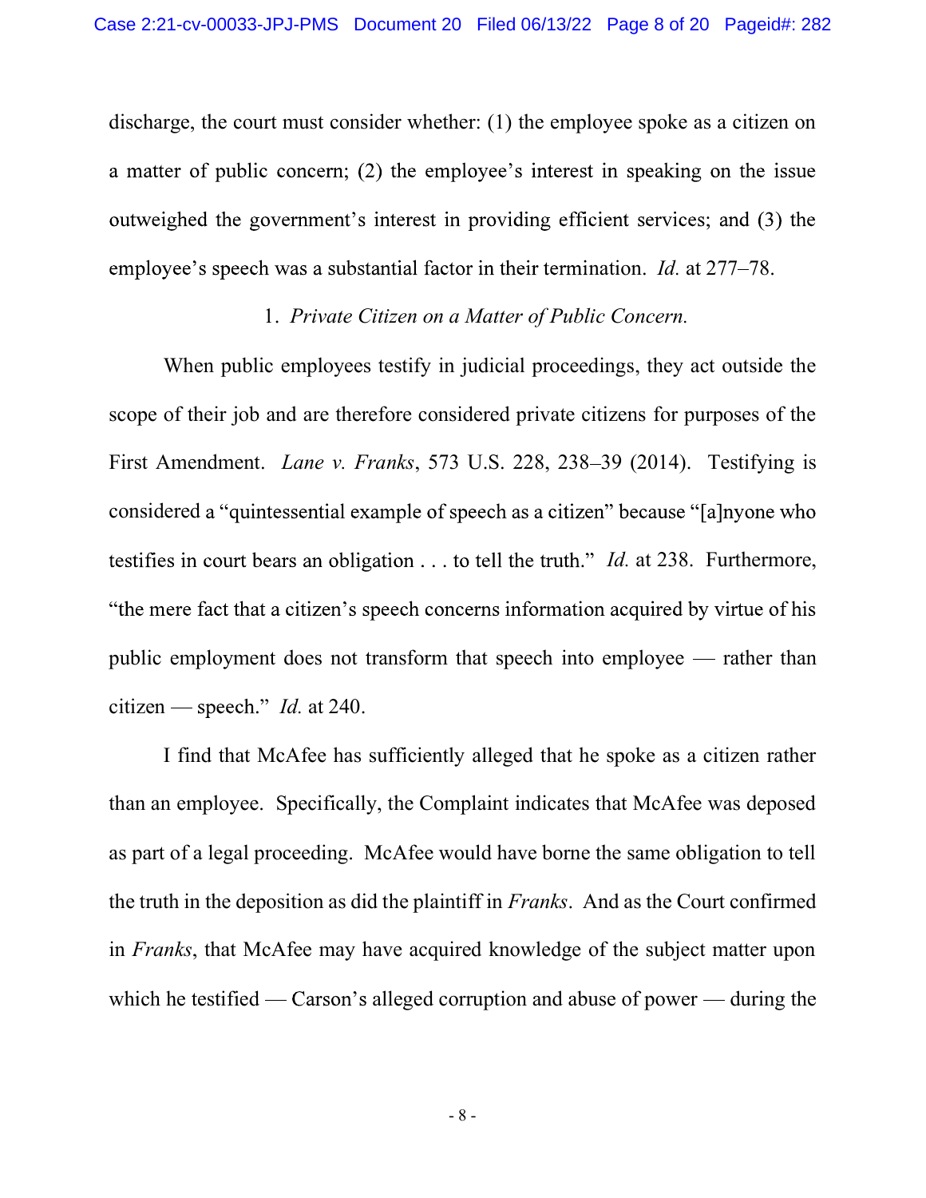discharge, the court must consider whether: (1) the employee spoke as a citizen on a matter of public concern; (2) the employee's interest in speaking on the issue outweighed the government's interest in providing efficient services; and (3) the employee's speech was a substantial factor in their termination. *Id.* at 277–78.

1. *Private Citizen on a Matter of Public Concern.*

When public employees testify in judicial proceedings, they act outside the scope of their job and are therefore considered private citizens for purposes of the First Amendment. *Lane v. Franks*, 573 U.S. 228, 238–39 (2014). Testifying is considered a "quintessential example of speech as a citizen" because "[a]nyone who testifies in court bears an obligation . . . to tell the truth." *Id.* at 238. Furthermore, "the mere fact that a citizen's speech concerns information acquired by virtue of his public employment does not transform that speech into employee — rather than citizen — speech." *Id.* at 240.

I find that McAfee has sufficiently alleged that he spoke as a citizen rather than an employee. Specifically, the Complaint indicates that McAfee was deposed as part of a legal proceeding. McAfee would have borne the same obligation to tell the truth in the deposition as did the plaintiff in *Franks*. And as the Court confirmed in *Franks*, that McAfee may have acquired knowledge of the subject matter upon which he testified — Carson's alleged corruption and abuse of power — during the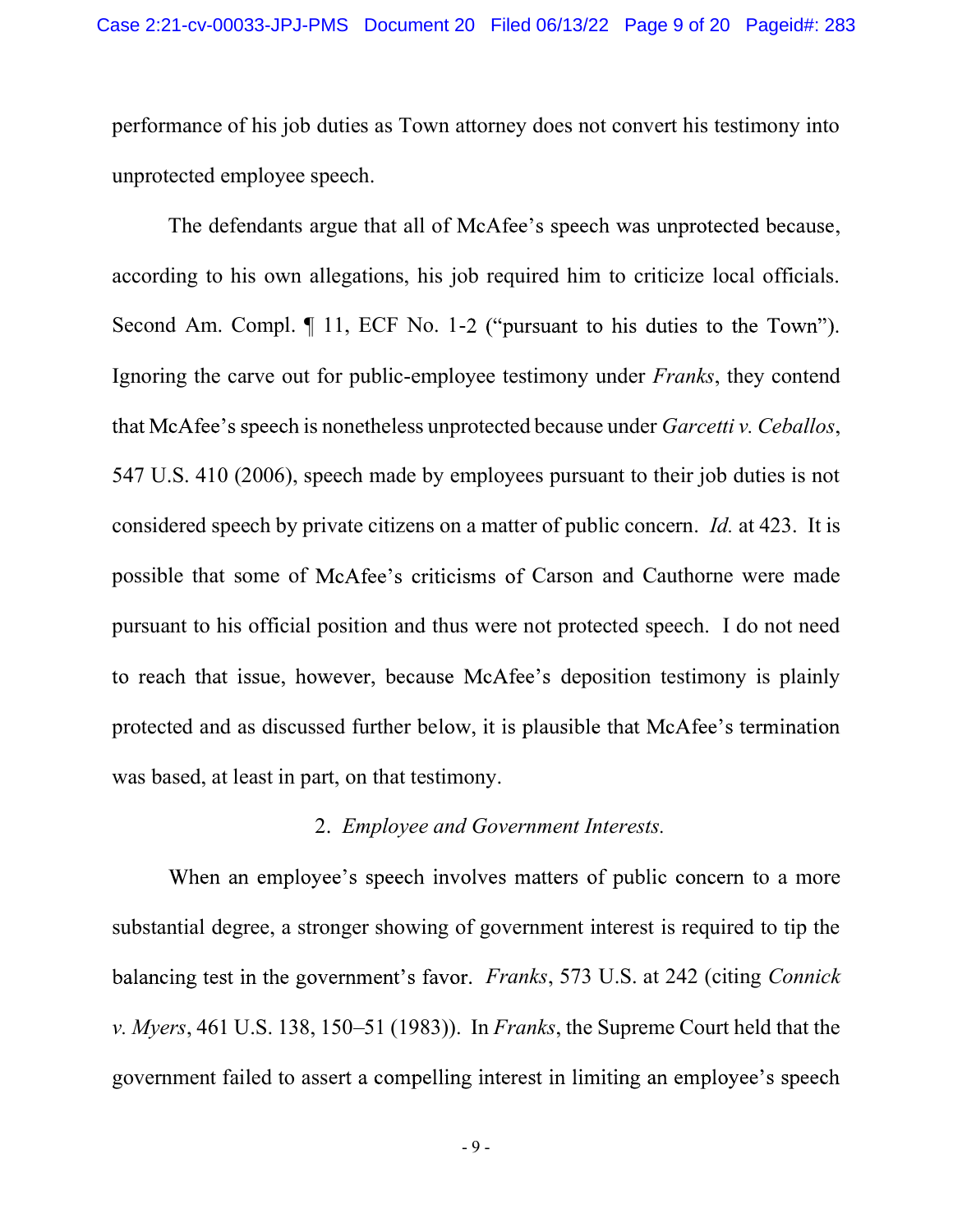performance of his job duties as Town attorney does not convert his testimony into unprotected employee speech.

The defendants argue that all of McAfee's speech was unprotected because, according to his own allegations, his job required him to criticize local officials. Second Am. Compl. ¶ 11, ECF No. 1-2 ("pursuant to his duties to the Town"). Ignoring the carve out for public-employee testimony under *Franks*, they contend that McAfee's speech is nonetheless unprotected because under *Garcetti v. Ceballos*, 547 U.S. 410 (2006), speech made by employees pursuant to their job duties is not considered speech by private citizens on a matter of public concern. *Id.* at 423. It is possible that some of McAfee's criticisms of Carson and Cauthorne were made pursuant to his official position and thus were not protected speech. I do not need to reach that issue, however, because McAfee's deposition testimony is plainly protected and as discussed further below, it is plausible that McAfee's termination was based, at least in part, on that testimony.

2. *Employee and Government Interests.*

When an employee's speech involves matters of public concern to a more substantial degree, a stronger showing of government interest is required to tip the balancing test in the government's favor. *Franks*, 573 U.S. at 242 (citing *Connick v. Myers*, 461 U.S. 138, 150–51 (1983)). In *Franks*, the Supreme Court held that the government failed to assert a compelling interest in limiting an employee's speech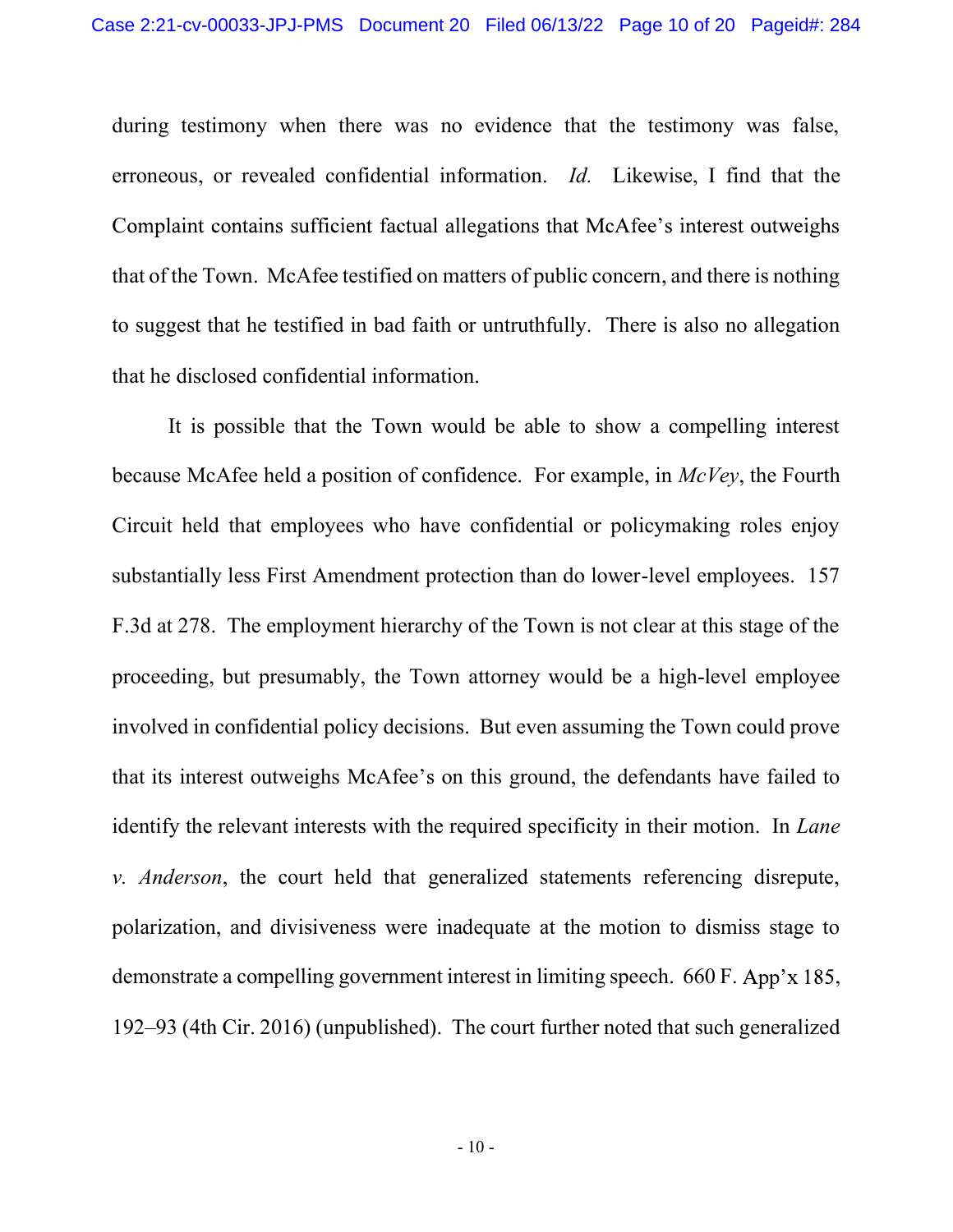during testimony when there was no evidence that the testimony was false, erroneous, or revealed confidential information. *Id.* Likewise, I find that the Complaint contains sufficient factual allegations that McAfee's interest outweighs that of the Town. McAfee testified on matters of public concern, and there is nothing to suggest that he testified in bad faith or untruthfully. There is also no allegation that he disclosed confidential information.

It is possible that the Town would be able to show a compelling interest because McAfee held a position of confidence. For example, in *McVey*, the Fourth Circuit held that employees who have confidential or policymaking roles enjoy substantially less First Amendment protection than do lower-level employees. 157 F.3d at 278. The employment hierarchy of the Town is not clear at this stage of the proceeding, but presumably, the Town attorney would be a high-level employee involved in confidential policy decisions. But even assuming the Town could prove that its interest outweighs McAfee's on this ground, the defendants have failed to identify the relevant interests with the required specificity in their motion. In *Lane v. Anderson*, the court held that generalized statements referencing disrepute, polarization, and divisiveness were inadequate at the motion to dismiss stage to demonstrate a compelling government interest in limiting speech. 660 F. App'x 185, 192–93 (4th Cir. 2016) (unpublished). The court further noted that such generalized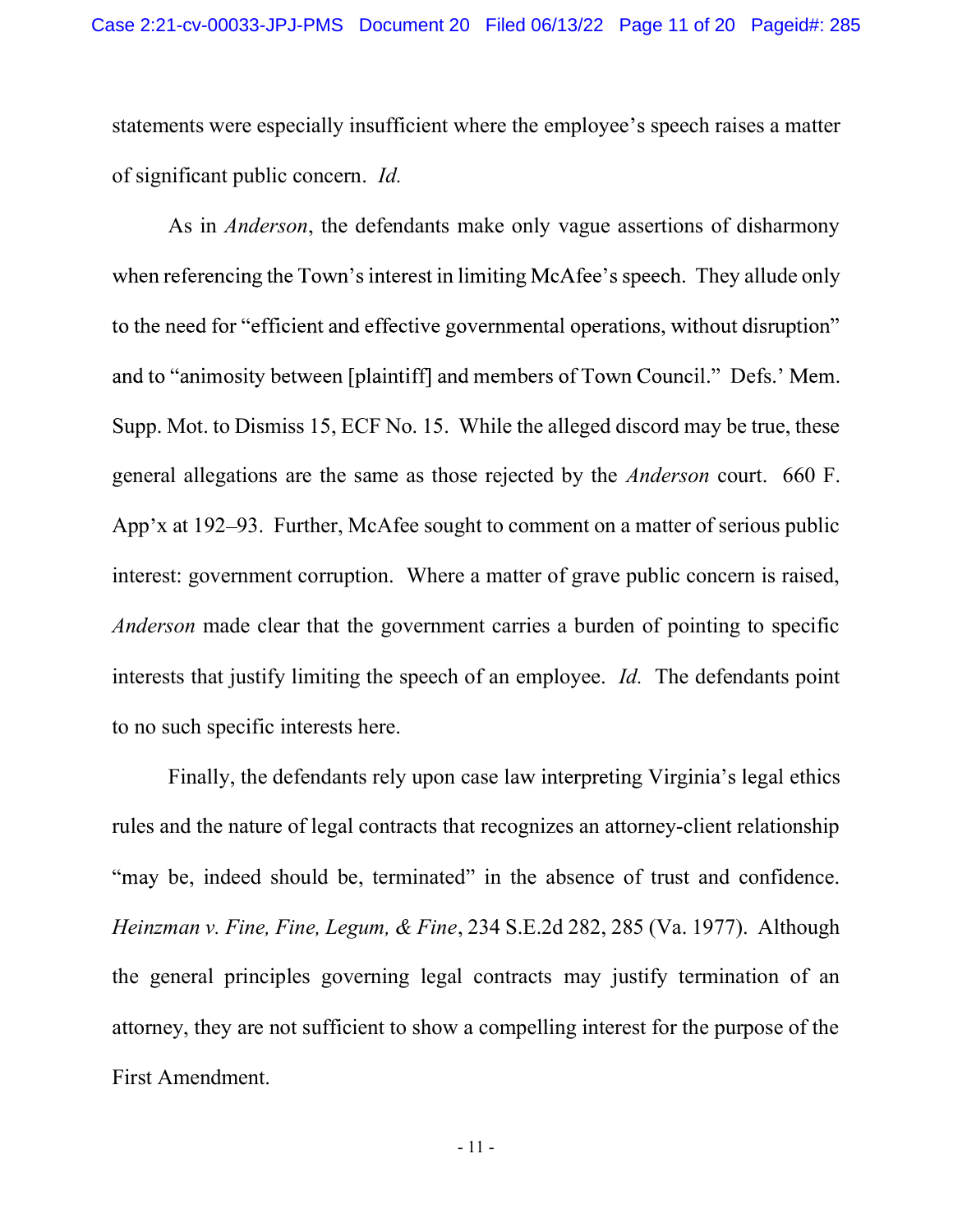statements were especially insufficient where the employee's speech raises a matter of significant public concern. *Id.*

As in *Anderson*, the defendants make only vague assertions of disharmony when referencing the Town's interest in limiting McAfee's speech. They allude only to the need for "efficient and effective governmental operations, without disruption" and to "animosity between [plaintiff] and members of Town Council." Defs.' Mem. Supp. Mot. to Dismiss 15, ECF No. 15. While the alleged discord may be true, these general allegations are the same as those rejected by the *Anderson* court. 660 F. App'x at 192–93. Further, McAfee sought to comment on a matter of serious public interest: government corruption. Where a matter of grave public concern is raised, *Anderson* made clear that the government carries a burden of pointing to specific interests that justify limiting the speech of an employee. *Id.* The defendants point to no such specific interests here.

Finally, the defendants rely upon case law interpreting Virginia's legal ethics rules and the nature of legal contracts that recognizes an attorney-client relationship "may be, indeed should be, terminated" in the absence of trust and confidence. *Heinzman v. Fine, Fine, Legum, & Fine*, 234 S.E.2d 282, 285 (Va. 1977). Although the general principles governing legal contracts may justify termination of an attorney, they are not sufficient to show a compelling interest for the purpose of the First Amendment.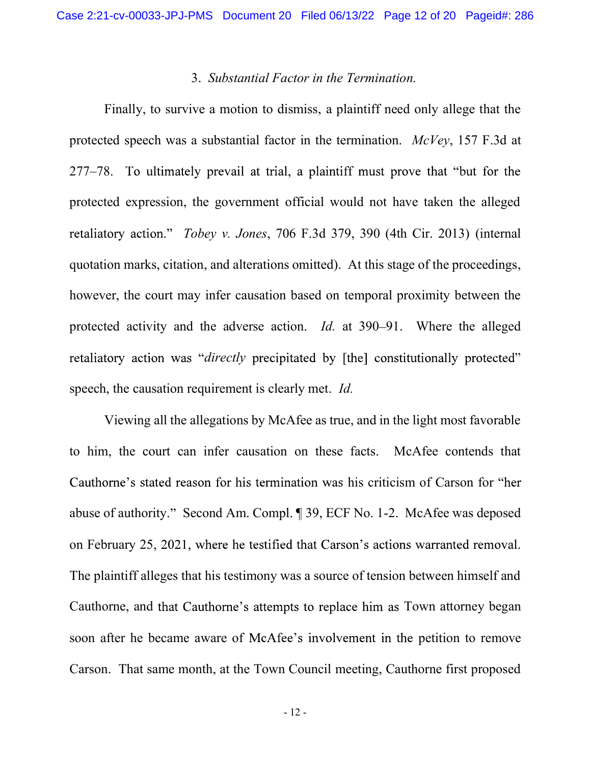### 3. *Substantial Factor in the Termination.*

Finally, to survive a motion to dismiss, a plaintiff need only allege that the protected speech was a substantial factor in the termination. *McVey*, 157 F.3d at 277–78. To ultimately prevail at trial, a plaintiff must prove that "but for the protected expression, the government official would not have taken the alleged retaliatory action." *Tobey v. Jones*, 706 F.3d 379, 390 (4th Cir. 2013) (internal quotation marks, citation, and alterations omitted). At this stage of the proceedings, however, the court may infer causation based on temporal proximity between the protected activity and the adverse action. *Id.* at 390–91. Where the alleged retaliatory action was "*directly* precipitated by [the] constitutionally protected" speech, the causation requirement is clearly met. *Id.*

Viewing all the allegations by McAfee as true, and in the light most favorable to him, the court can infer causation on these facts. McAfee contends that Cauthorne's stated reason for his termination was his criticism of Carson for "her abuse of authority." Second Am. Compl. ¶ 39, ECF No. 1-2. McAfee was deposed on February 25, 2021, where he testified that Carson's actions warranted removal. The plaintiff alleges that his testimony was a source of tension between himself and Cauthorne, and that Cauthorne's attempts to replace him as Town attorney began soon after he became aware of McAfee's involvement in the petition to remove Carson. That same month, at the Town Council meeting, Cauthorne first proposed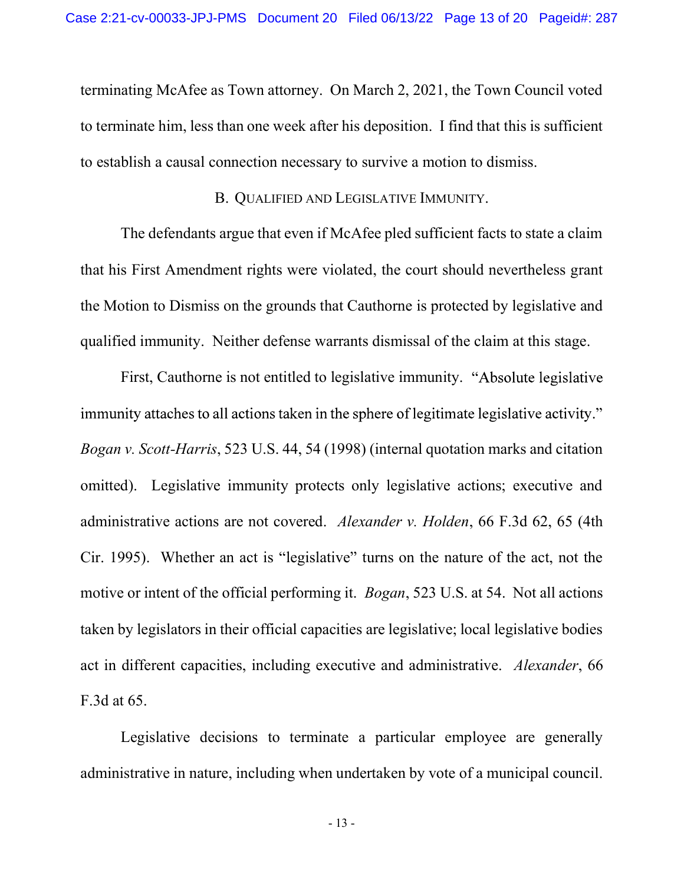terminating McAfee as Town attorney. On March 2, 2021, the Town Council voted to terminate him, less than one week after his deposition. I find that this is sufficient to establish a causal connection necessary to survive a motion to dismiss.

### B. Qualified and Legislative Immunity.

The defendants argue that even if McAfee pled sufficient facts to state a claim that his First Amendment rights were violated, the court should nevertheless grant the Motion to Dismiss on the grounds that Cauthorne is protected by legislative and qualified immunity. Neither defense warrants dismissal of the claim at this stage.

First, Cauthorne is not entitled to legislative immunity. "Absolute legislative immunity attaches to all actions taken in the sphere of legitimate legislative activity." *Bogan v. Scott-Harris*, 523 U.S. 44, 54 (1998) (internal quotation marks and citation omitted). Legislative immunity protects only legislative actions; executive and administrative actions are not covered. *Alexander v. Holden*, 66 F.3d 62, 65 (4th Cir. 1995). Whether an act is "legislative" turns on the nature of the act, not the motive or intent of the official performing it. *Bogan*, 523 U.S. at 54. Not all actions taken by legislators in their official capacities are legislative; local legislative bodies act in different capacities, including executive and administrative. *Alexander*, 66 F.3d at 65.

Legislative decisions to terminate a particular employee are generally administrative in nature, including when undertaken by vote of a municipal council.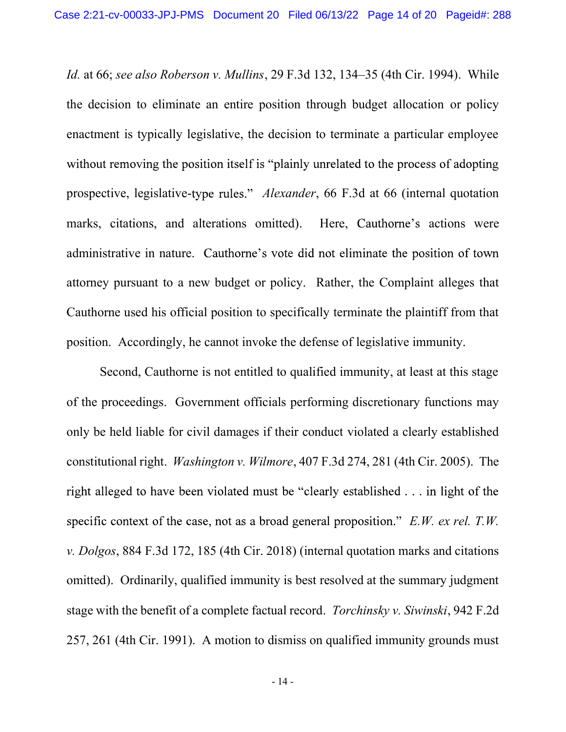*Id.* at 66; *see also Roberson v. Mullins*, 29 F.3d 132, 134–35 (4th Cir. 1994). While the decision to eliminate an entire position through budget allocation or policy enactment is typically legislative, the decision to terminate a particular employee without removing the position itself is "plainly unrelated to the process of adopting prospective, legislative-type rules." *Alexander*, 66 F.3d at 66 (internal quotation marks, citations, and alterations omitted). Here, Cauthorne's actions were administrative in nature. Cauthorne's vote did not eliminate the position of town attorney pursuant to a new budget or policy. Rather, the Complaint alleges that Cauthorne used his official position to specifically terminate the plaintiff from that position. Accordingly, he cannot invoke the defense of legislative immunity.

Second, Cauthorne is not entitled to qualified immunity, at least at this stage of the proceedings. Government officials performing discretionary functions may only be held liable for civil damages if their conduct violated a clearly established constitutional right. *Washington v. Wilmore*, 407 F.3d 274, 281 (4th Cir. 2005). The right alleged to have been violated must be "clearly established . . . in light of the specific context of the case, not as a broad general proposition." *E.W. ex rel. T.W. v. Dolgos*, 884 F.3d 172, 185 (4th Cir. 2018) (internal quotation marks and citations omitted). Ordinarily, qualified immunity is best resolved at the summary judgment stage with the benefit of a complete factual record. *Torchinsky v. Siwinski*, 942 F.2d 257, 261 (4th Cir. 1991). A motion to dismiss on qualified immunity grounds must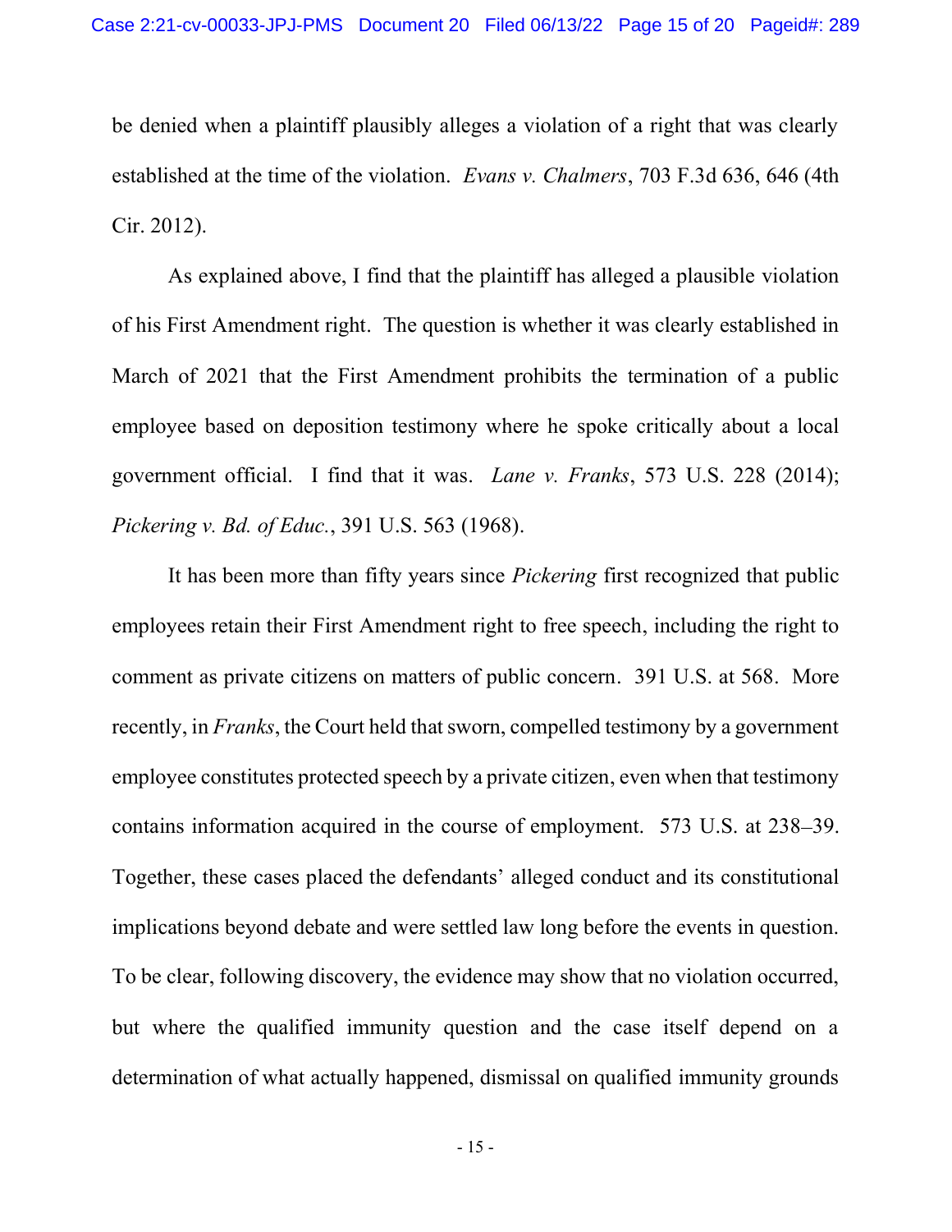be denied when a plaintiff plausibly alleges a violation of a right that was clearly established at the time of the violation. *Evans v. Chalmers*, 703 F.3d 636, 646 (4th Cir. 2012).

As explained above, I find that the plaintiff has alleged a plausible violation of his First Amendment right. The question is whether it was clearly established in March of 2021 that the First Amendment prohibits the termination of a public employee based on deposition testimony where he spoke critically about a local government official. I find that it was. *Lane v. Franks*, 573 U.S. 228 (2014); *Pickering v. Bd. of Educ.*, 391 U.S. 563 (1968).

It has been more than fifty years since *Pickering* first recognized that public employees retain their First Amendment right to free speech, including the right to comment as private citizens on matters of public concern. 391 U.S. at 568. More recently, in *Franks*, the Court held that sworn, compelled testimony by a government employee constitutes protected speech by a private citizen, even when that testimony contains information acquired in the course of employment. 573 U.S. at 238–39. Together, these cases placed the defendants' alleged conduct and its constitutional implications beyond debate and were settled law long before the events in question. To be clear, following discovery, the evidence may show that no violation occurred, but where the qualified immunity question and the case itself depend on a determination of what actually happened, dismissal on qualified immunity grounds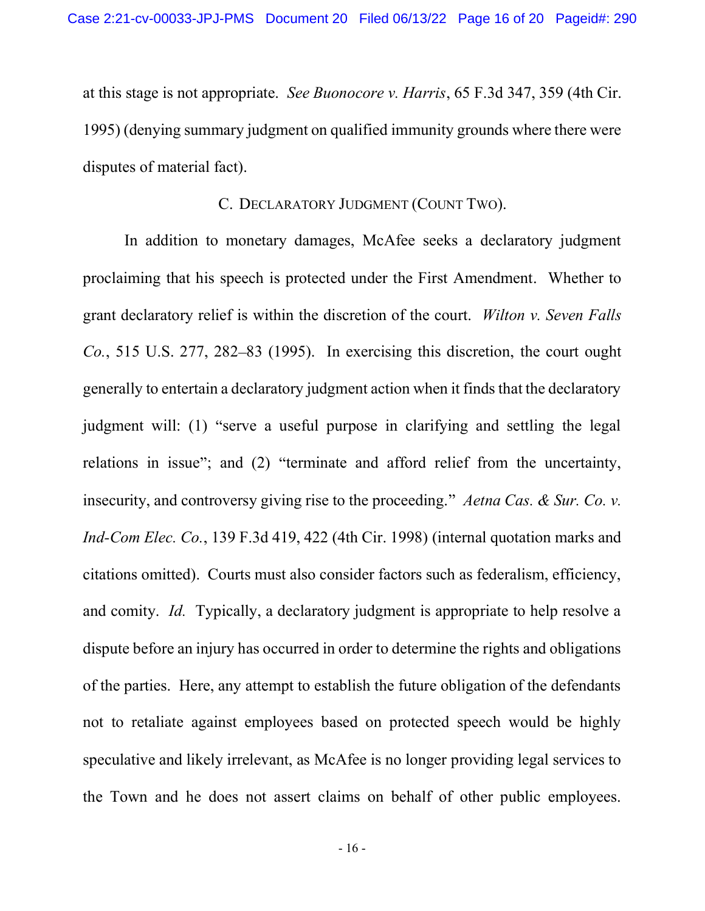at this stage is not appropriate. *See Buonocore v. Harris*, 65 F.3d 347, 359 (4th Cir. 1995) (denying summary judgment on qualified immunity grounds where there were disputes of material fact).

### C. DECLARATORY JUDGMENT (COUNT TWO).

In addition to monetary damages, McAfee seeks a declaratory judgment proclaiming that his speech is protected under the First Amendment. Whether to grant declaratory relief is within the discretion of the court. *Wilton v. Seven Falls Co.*, 515 U.S. 277, 282–83 (1995). In exercising this discretion, the court ought generally to entertain a declaratory judgment action when it finds that the declaratory judgment will: (1) "serve a useful purpose in clarifying and settling the legal relations in issue"; and (2) "terminate and afford relief from the uncertainty, insecurity, and controversy giving rise to the proceeding." *Aetna Cas. & Sur. Co. v. Ind-Com Elec. Co.*, 139 F.3d 419, 422 (4th Cir. 1998) (internal quotation marks and citations omitted). Courts must also consider factors such as federalism, efficiency, and comity. *Id.* Typically, a declaratory judgment is appropriate to help resolve a dispute before an injury has occurred in order to determine the rights and obligations of the parties. Here, any attempt to establish the future obligation of the defendants not to retaliate against employees based on protected speech would be highly speculative and likely irrelevant, as McAfee is no longer providing legal services to the Town and he does not assert claims on behalf of other public employees.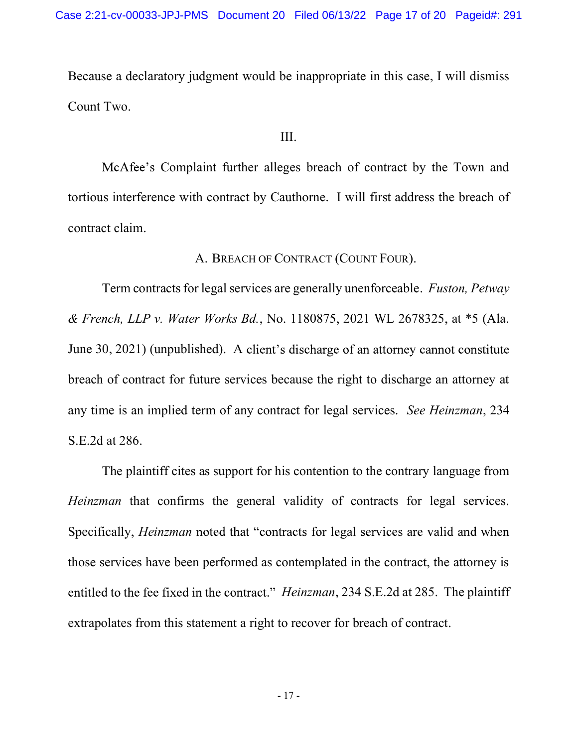Because a declaratory judgment would be inappropriate in this case, I will dismiss Count Two.

III.

McAfee's Complaint further alleges breach of contract by the Town and tortious interference with contract by Cauthorne. I will first address the breach of contract claim.

A. BREACH OF CONTRACT (COUNT FOUR).

Term contracts for legal services are generally unenforceable. *Fuston, Petway & French, LLP v. Water Works Bd.*, No. 1180875, 2021 WL 2678325, at *5 (Ala. June 30, 2021) (unpublished). A client's discharge of an attorney cannot constitute breach of contract for future services because the right to discharge an attorney at any time is an implied term of any contract for legal services. *See Heinzman*, 234 S.E.2d at 286.

The plaintiff cites as support for his contention to the contrary language from *Heinzman* that confirms the general validity of contracts for legal services. Specifically, *Heinzman* noted that "contracts for legal services are valid and when those services have been performed as contemplated in the contract, the attorney is entitled to the fee fixed in the contract." *Heinzman*, 234 S.E.2d at 285. The plaintiff extrapolates from this statement a right to recover for breach of contract.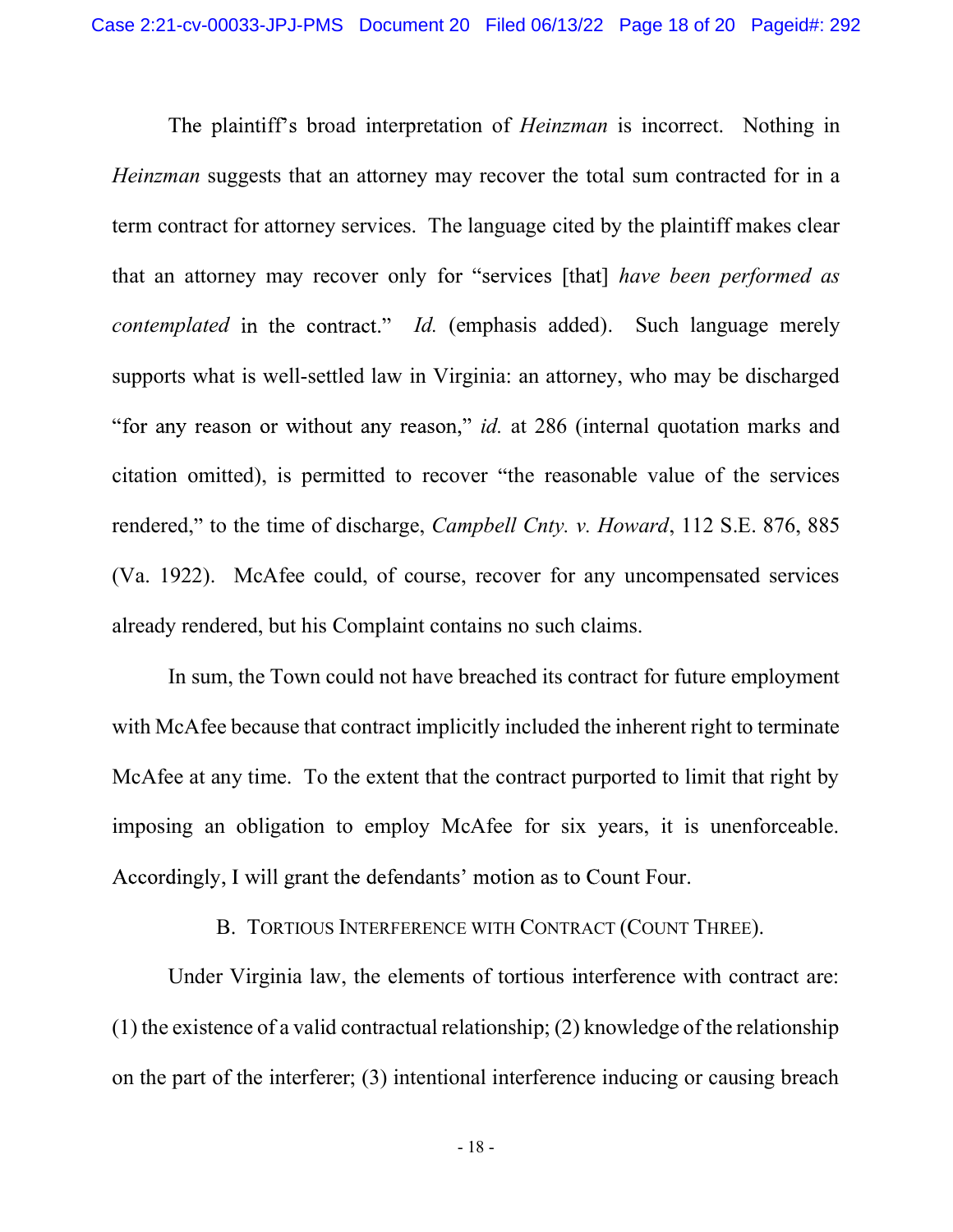The plaintiff's broad interpretation of *Heinzman* is incorrect. Nothing in *Heinzman* suggests that an attorney may recover the total sum contracted for in a term contract for attorney services. The language cited by the plaintiff makes clear that an attorney may recover only for "services [that] *have been performed as contemplated* in the contract." *Id.* (emphasis added). Such language merely supports what is well-settled law in Virginia: an attorney, who may be discharged "for any reason or without any reason," *id.* at 286 (internal quotation marks and citation omitted), is permitted to recover "the reasonable value of the services rendered," to the time of discharge, *Campbell Cnty. v. Howard*, 112 S.E. 876, 885 (Va. 1922). McAfee could, of course, recover for any uncompensated services already rendered, but his Complaint contains no such claims.

In sum, the Town could not have breached its contract for future employment with McAfee because that contract implicitly included the inherent right to terminate McAfee at any time. To the extent that the contract purported to limit that right by imposing an obligation to employ McAfee for six years, it is unenforceable. Accordingly, I will grant the defendants' motion as to Count Four.

### B. Tortious Interference with Contract (Count Three).

Under Virginia law, the elements of tortious interference with contract are: (1) the existence of a valid contractual relationship; (2) knowledge of the relationship on the part of the interferer; (3) intentional interference inducing or causing breach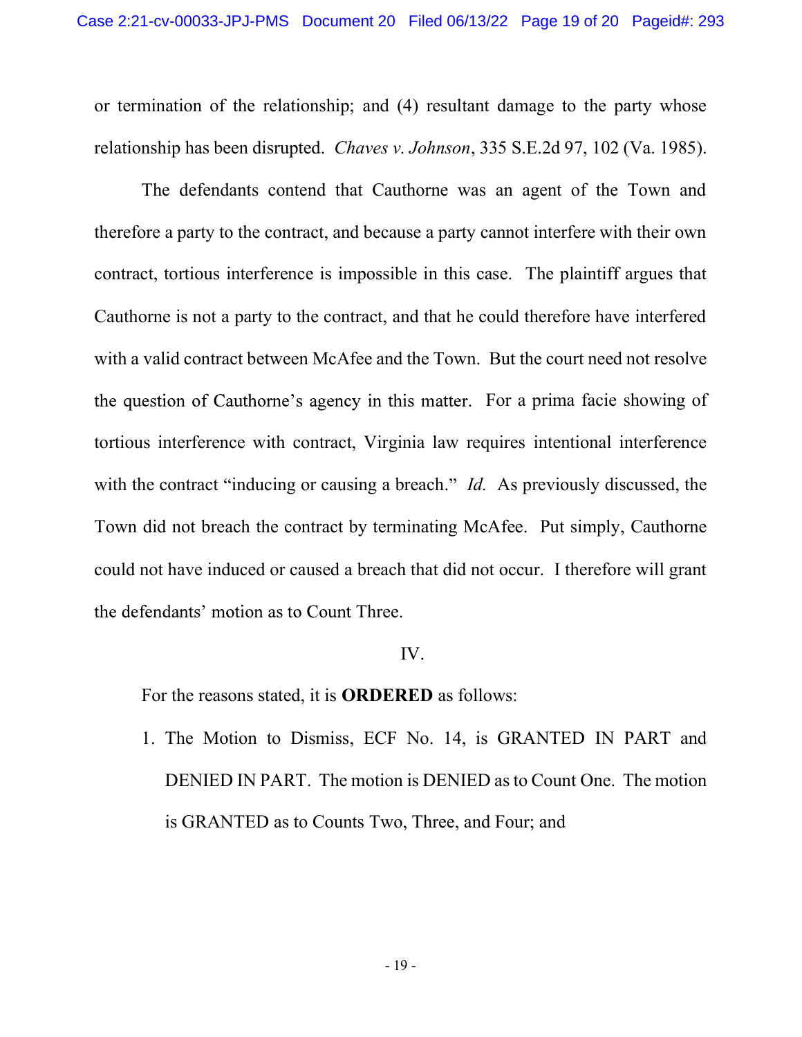or termination of the relationship; and (4) resultant damage to the party whose relationship has been disrupted. *Chaves v. Johnson*, 335 S.E.2d 97, 102 (Va. 1985).

The defendants contend that Cauthorne was an agent of the Town and therefore a party to the contract, and because a party cannot interfere with their own contract, tortious interference is impossible in this case. The plaintiff argues that Cauthorne is not a party to the contract, and that he could therefore have interfered with a valid contract between McAfee and the Town. But the court need not resolve the question of Cauthorne's agency in this matter. For a prima facie showing of tortious interference with contract, Virginia law requires intentional interference with the contract "inducing or causing a breach." *Id.* As previously discussed, the Town did not breach the contract by terminating McAfee. Put simply, Cauthorne could not have induced or caused a breach that did not occur. I therefore will grant the defendants' motion as to Count Three.

IV.

For the reasons stated, it is **ORDERED** as follows:

1. The Motion to Dismiss, ECF No. 14, is GRANTED IN PART and DENIED IN PART. The motion is DENIED as to Count One. The motion is GRANTED as to Counts Two, Three, and Four; and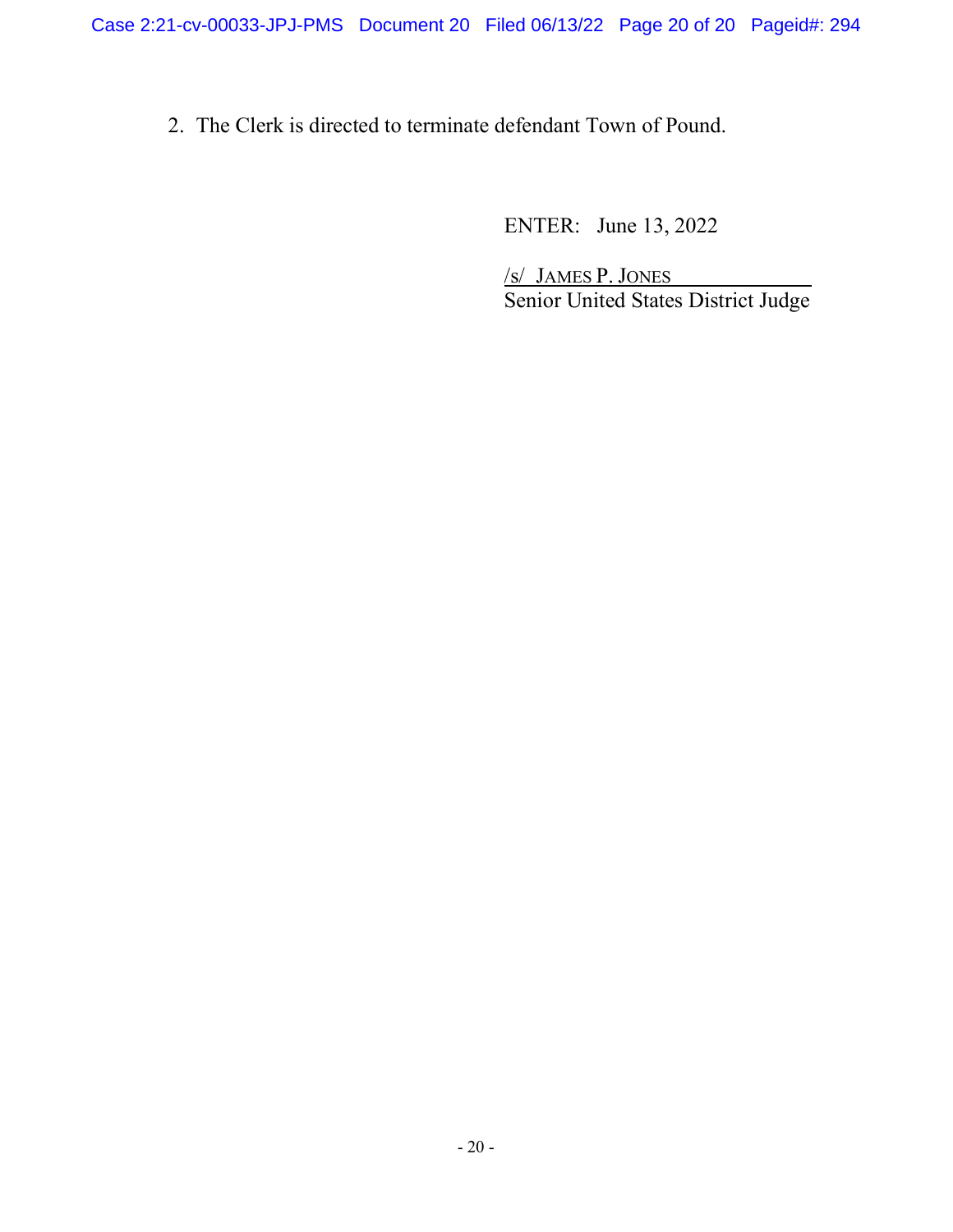2. The Clerk is directed to terminate defendant Town of Pound.

ENTER: June 13, 2022

/s/ JAMES P. JONES
Senior United States District Judge